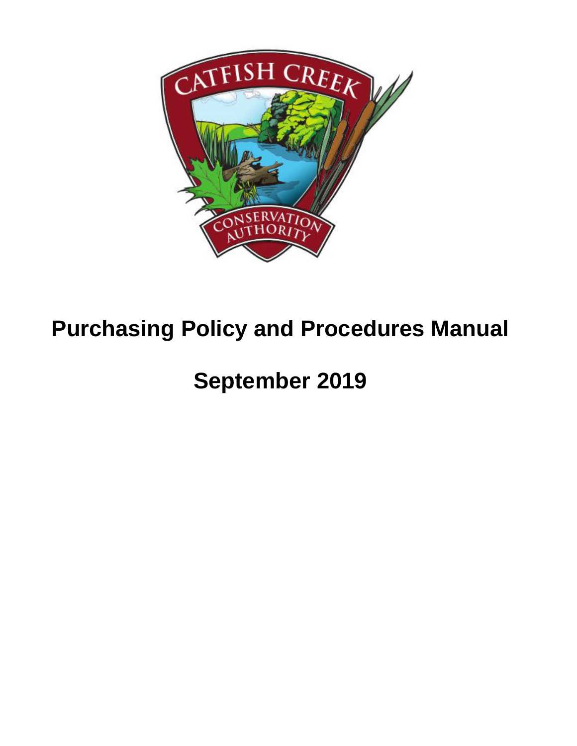# Purchasing Policy and Procedures Manual

## September 2019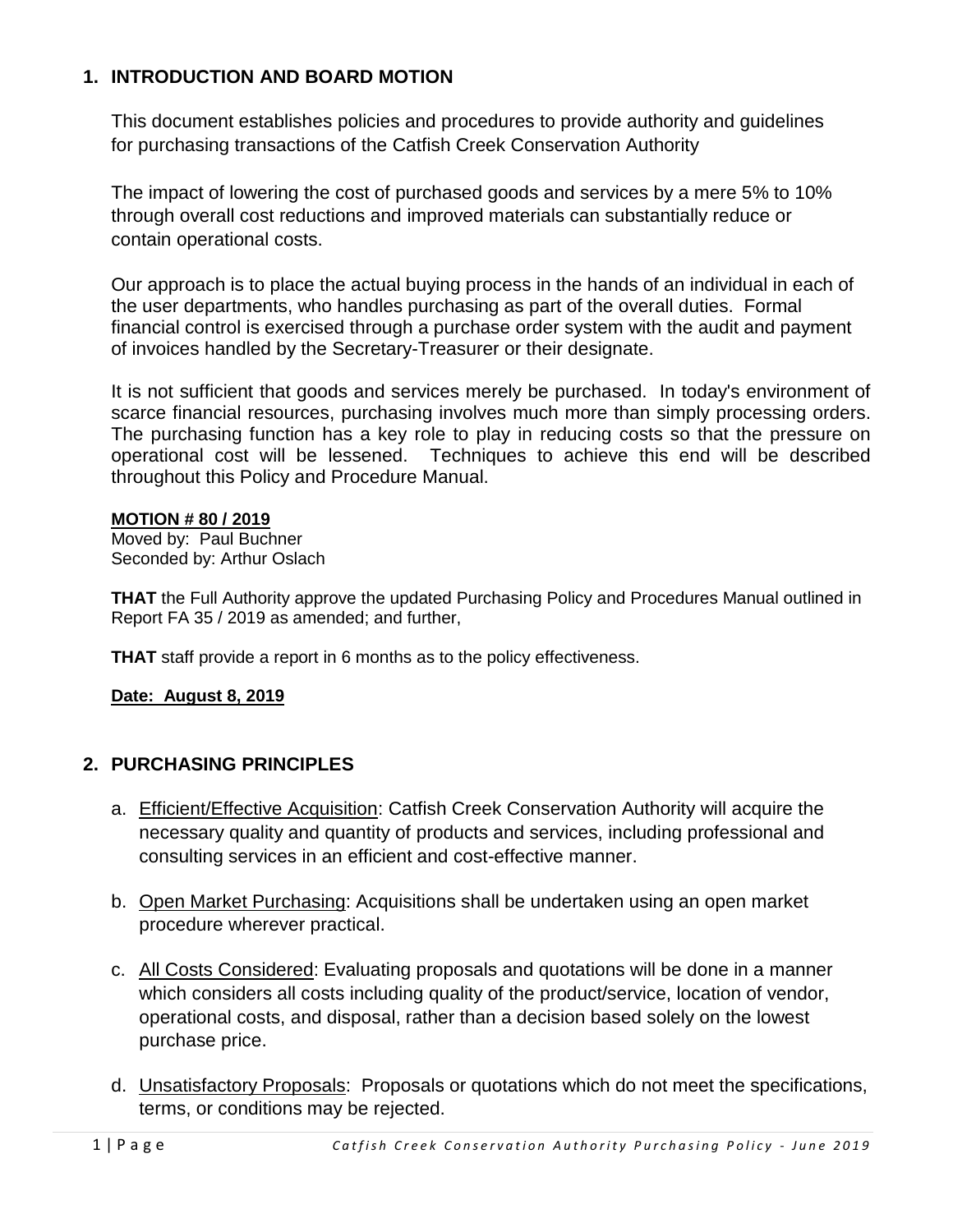## 1. INTRODUCTION AND BOARD MOTION

This document establishes policies and procedures to provide authority and guidelines for purchasing transactions of the Catfish Creek Conservation Authority

The impact of lowering the cost of purchased goods and services by a mere 5% to 10% through overall cost reductions and improved materials can substantially reduce or contain operational costs.

Our approach is to place the actual buying process in the hands of an individual in each of the user departments, who handles purchasing as part of the overall duties. Formal financial control is exercised through a purchase order system with the audit and payment of invoices handled by the Secretary-Treasurer or their designate.

It is not sufficient that goods and services merely be purchased. In today's environment of scarce financial resources, purchasing involves much more than simply processing orders. The purchasing function has a key role to play in reducing costs so that the pressure on operational cost will be lessened. Techniques to achieve this end will be described throughout this Policy and Procedure Manual.

**MOTION # 80 / 2019**
Moved by: Paul Buchner
Seconded by: Arthur Oslach

**THAT** the Full Authority approve the updated Purchasing Policy and Procedures Manual outlined in Report FA 35 / 2019 as amended; and further,

**THAT** staff provide a report in 6 months as to the policy effectiveness.

**Date: August 8, 2019**

## 2. PURCHASING PRINCIPLES

a. Efficient/Effective Acquisition: Catfish Creek Conservation Authority will acquire the necessary quality and quantity of products and services, including professional and consulting services in an efficient and cost-effective manner.

b. Open Market Purchasing: Acquisitions shall be undertaken using an open market procedure wherever practical.

c. All Costs Considered: Evaluating proposals and quotations will be done in a manner which considers all costs including quality of the product/service, location of vendor, operational costs, and disposal, rather than a decision based solely on the lowest purchase price.

d. Unsatisfactory Proposals: Proposals or quotations which do not meet the specifications, terms, or conditions may be rejected.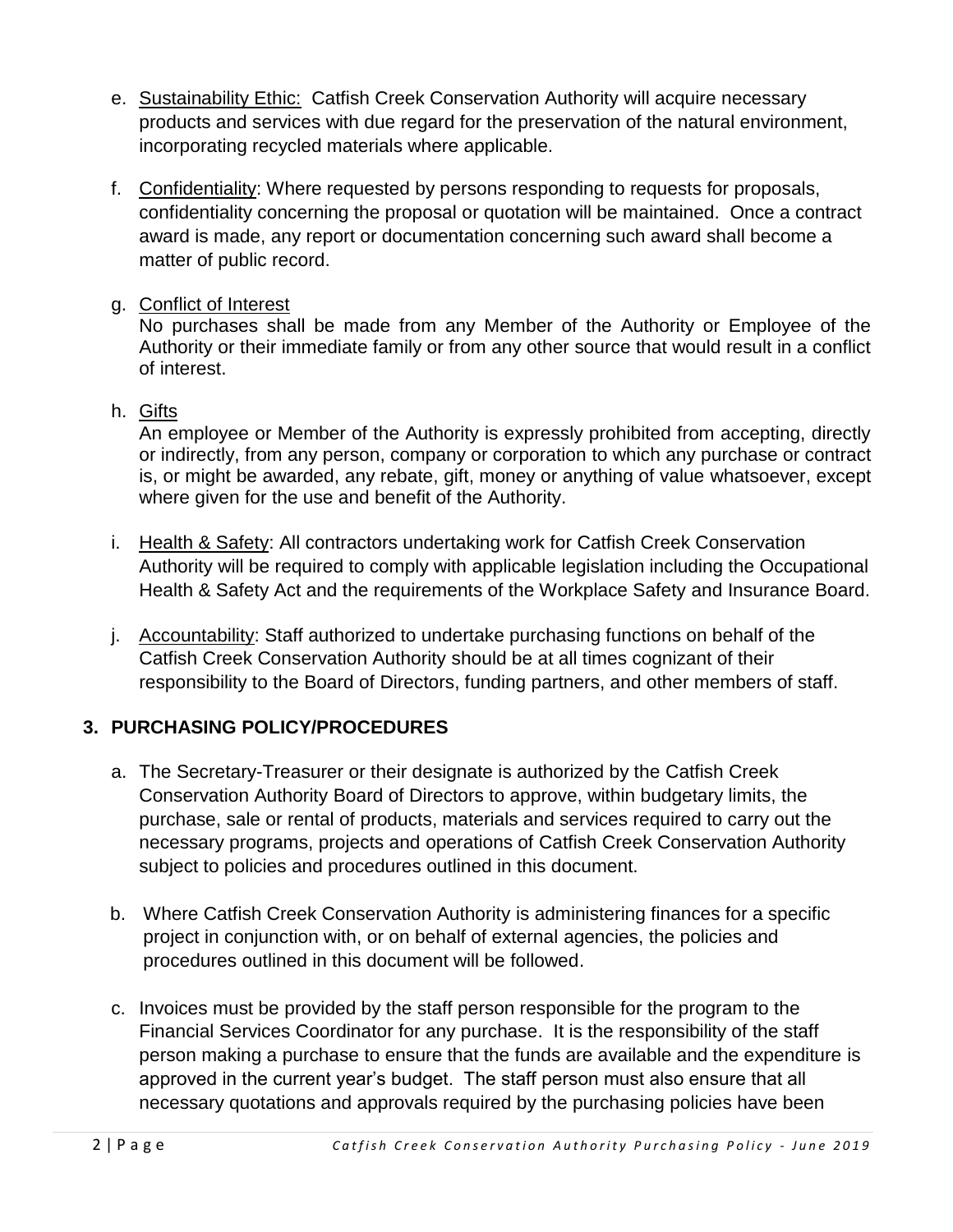e. Sustainability Ethic: Catfish Creek Conservation Authority will acquire necessary products and services with due regard for the preservation of the natural environment, incorporating recycled materials where applicable.

f. Confidentiality: Where requested by persons responding to requests for proposals, confidentiality concerning the proposal or quotation will be maintained. Once a contract award is made, any report or documentation concerning such award shall become a matter of public record.

g. Conflict of Interest
   No purchases shall be made from any Member of the Authority or Employee of the Authority or their immediate family or from any other source that would result in a conflict of interest.

h. Gifts
   An employee or Member of the Authority is expressly prohibited from accepting, directly or indirectly, from any person, company or corporation to which any purchase or contract is, or might be awarded, any rebate, gift, money or anything of value whatsoever, except where given for the use and benefit of the Authority.

i. Health & Safety: All contractors undertaking work for Catfish Creek Conservation Authority will be required to comply with applicable legislation including the Occupational Health & Safety Act and the requirements of the Workplace Safety and Insurance Board.

j. Accountability: Staff authorized to undertake purchasing functions on behalf of the Catfish Creek Conservation Authority should be at all times cognizant of their responsibility to the Board of Directors, funding partners, and other members of staff.

## 3. PURCHASING POLICY/PROCEDURES

a. The Secretary-Treasurer or their designate is authorized by the Catfish Creek Conservation Authority Board of Directors to approve, within budgetary limits, the purchase, sale or rental of products, materials and services required to carry out the necessary programs, projects and operations of Catfish Creek Conservation Authority subject to policies and procedures outlined in this document.

b. Where Catfish Creek Conservation Authority is administering finances for a specific project in conjunction with, or on behalf of external agencies, the policies and procedures outlined in this document will be followed.

c. Invoices must be provided by the staff person responsible for the program to the Financial Services Coordinator for any purchase. It is the responsibility of the staff person making a purchase to ensure that the funds are available and the expenditure is approved in the current year's budget. The staff person must also ensure that all necessary quotations and approvals required by the purchasing policies have been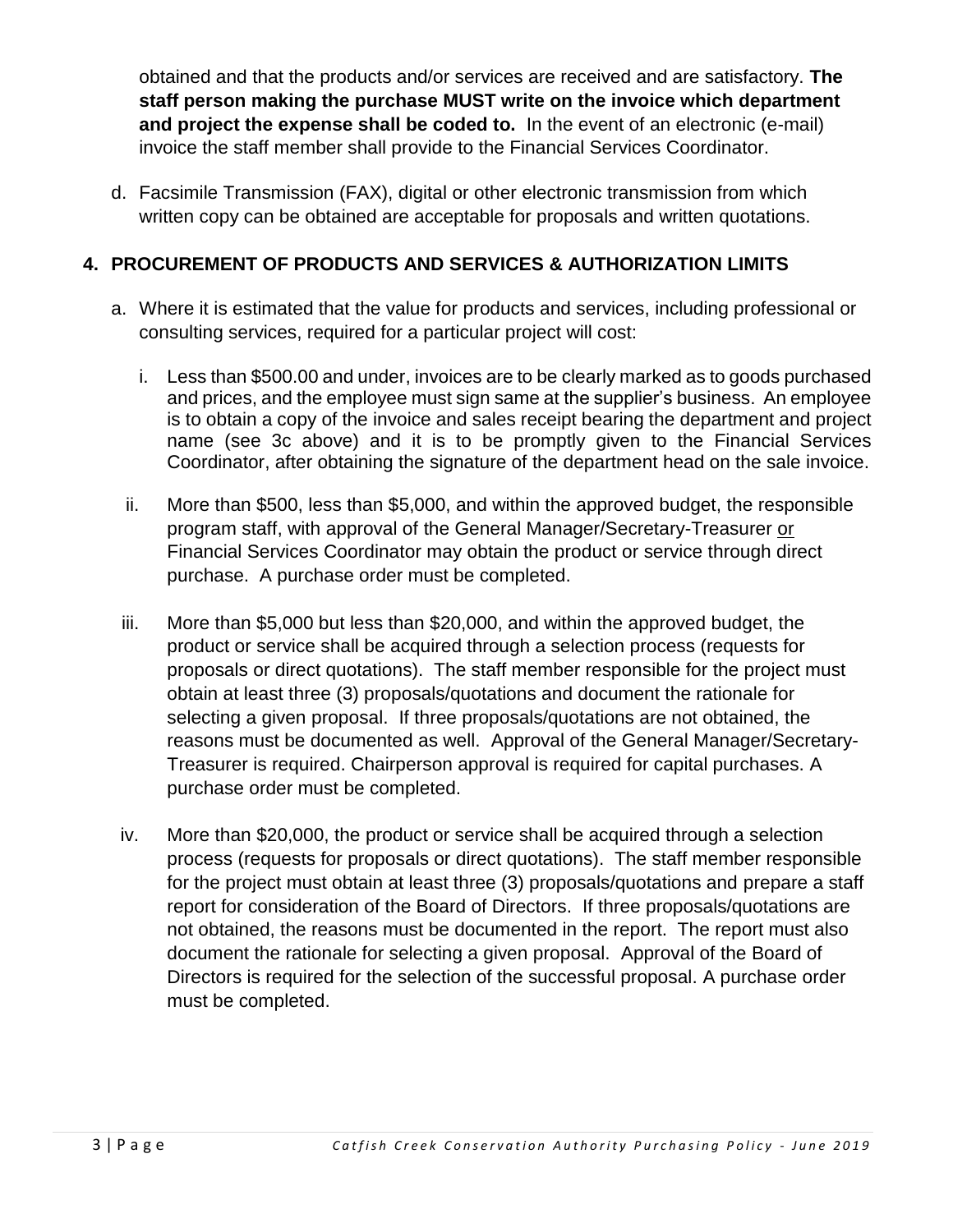obtained and that the products and/or services are received and are satisfactory. **The staff person making the purchase MUST write on the invoice which department and project the expense shall be coded to.** In the event of an electronic (e-mail) invoice the staff member shall provide to the Financial Services Coordinator.

d. Facsimile Transmission (FAX), digital or other electronic transmission from which written copy can be obtained are acceptable for proposals and written quotations.

## 4. PROCUREMENT OF PRODUCTS AND SERVICES & AUTHORIZATION LIMITS

a. Where it is estimated that the value for products and services, including professional or consulting services, required for a particular project will cost:

   i. Less than $500.00 and under, invoices are to be clearly marked as to goods purchased and prices, and the employee must sign same at the supplier's business. An employee is to obtain a copy of the invoice and sales receipt bearing the department and project name (see 3c above) and it is to be promptly given to the Financial Services Coordinator, after obtaining the signature of the department head on the sale invoice.

   ii. More than $500, less than $5,000, and within the approved budget, the responsible program staff, with approval of the General Manager/Secretary-Treasurer or Financial Services Coordinator may obtain the product or service through direct purchase. A purchase order must be completed.

   iii. More than $5,000 but less than $20,000, and within the approved budget, the product or service shall be acquired through a selection process (requests for proposals or direct quotations). The staff member responsible for the project must obtain at least three (3) proposals/quotations and document the rationale for selecting a given proposal. If three proposals/quotations are not obtained, the reasons must be documented as well. Approval of the General Manager/Secretary-Treasurer is required. Chairperson approval is required for capital purchases. A purchase order must be completed.

   iv. More than $20,000, the product or service shall be acquired through a selection process (requests for proposals or direct quotations). The staff member responsible for the project must obtain at least three (3) proposals/quotations and prepare a staff report for consideration of the Board of Directors. If three proposals/quotations are not obtained, the reasons must be documented in the report. The report must also document the rationale for selecting a given proposal. Approval of the Board of Directors is required for the selection of the successful proposal. A purchase order must be completed.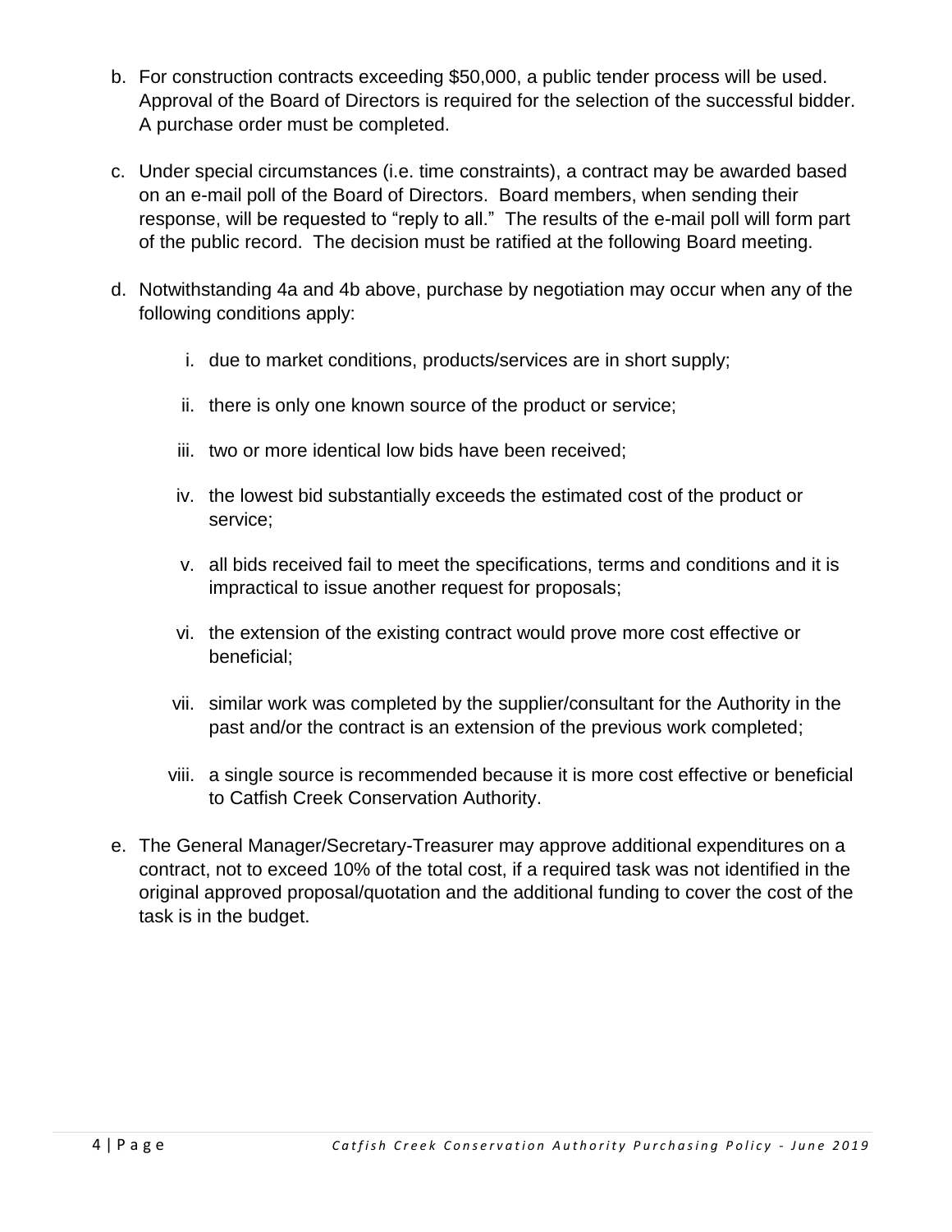b. For construction contracts exceeding $50,000, a public tender process will be used. Approval of the Board of Directors is required for the selection of the successful bidder. A purchase order must be completed.

c. Under special circumstances (i.e. time constraints), a contract may be awarded based on an e-mail poll of the Board of Directors. Board members, when sending their response, will be requested to "reply to all." The results of the e-mail poll will form part of the public record. The decision must be ratified at the following Board meeting.

d. Notwithstanding 4a and 4b above, purchase by negotiation may occur when any of the following conditions apply:

   i. due to market conditions, products/services are in short supply;

   ii. there is only one known source of the product or service;

   iii. two or more identical low bids have been received;

   iv. the lowest bid substantially exceeds the estimated cost of the product or service;

   v. all bids received fail to meet the specifications, terms and conditions and it is impractical to issue another request for proposals;

   vi. the extension of the existing contract would prove more cost effective or beneficial;

   vii. similar work was completed by the supplier/consultant for the Authority in the past and/or the contract is an extension of the previous work completed;

   viii. a single source is recommended because it is more cost effective or beneficial to Catfish Creek Conservation Authority.

e. The General Manager/Secretary-Treasurer may approve additional expenditures on a contract, not to exceed 10% of the total cost, if a required task was not identified in the original approved proposal/quotation and the additional funding to cover the cost of the task is in the budget.